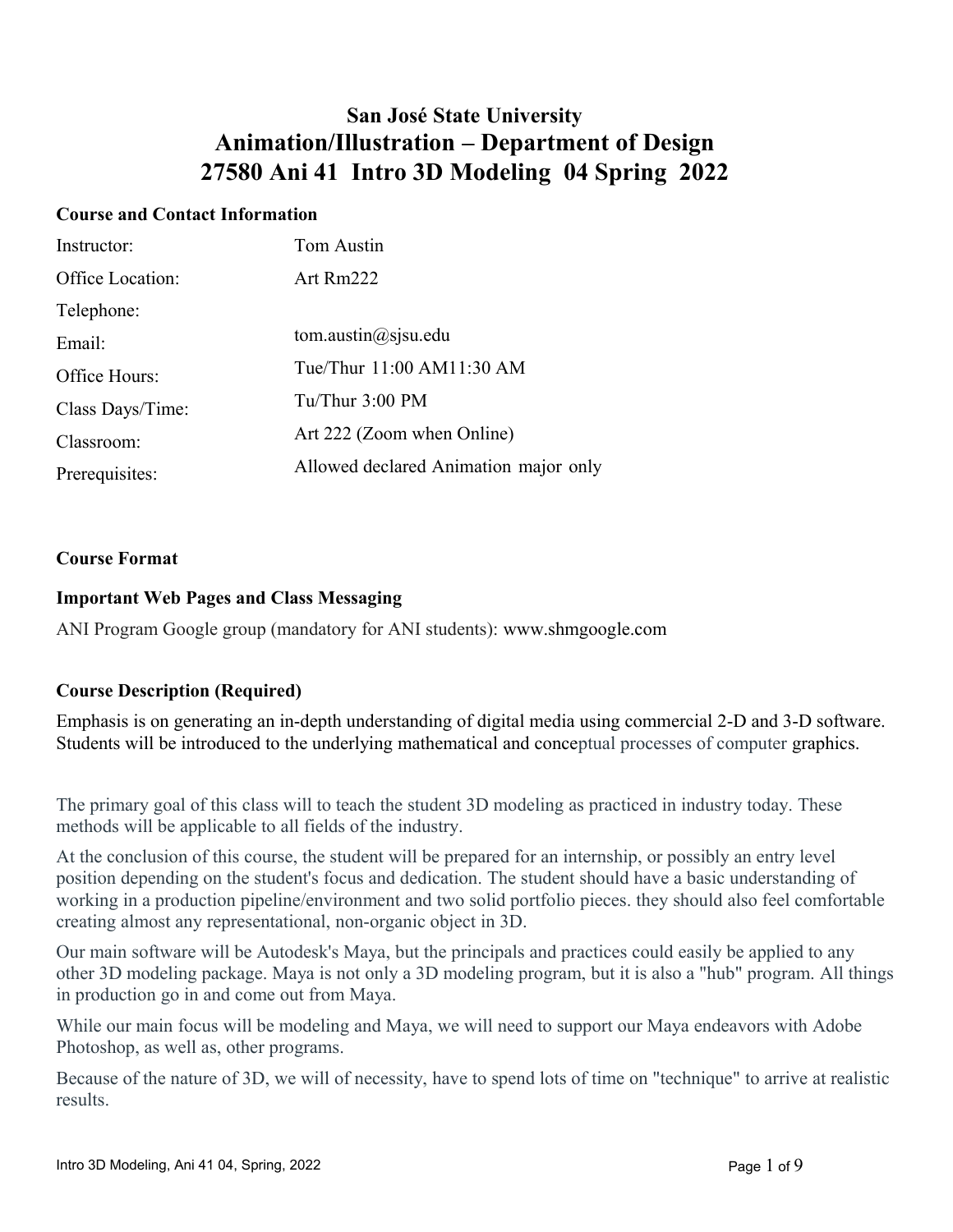# San José State University
# Animation/Illustration – Department of Design
# 27580 Ani 41 Intro 3D Modeling 04 Spring 2022

### Course and Contact Information

| | |
|---|---|
| Instructor: | Tom Austin |
| Office Location: | Art Rm222 |
| Telephone: | |
| Email: | tom.austin@sjsu.edu |
| Office Hours: | Tue/Thur 11:00 AM11:30 AM |
| Class Days/Time: | Tu/Thur 3:00 PM |
| Classroom: | Art 222 (Zoom when Online) |
| Prerequisites: | Allowed declared Animation major only |

### Course Format

### Important Web Pages and Class Messaging

ANI Program Google group (mandatory for ANI students): www.shmgoogle.com

### Course Description (Required)

Emphasis is on generating an in-depth understanding of digital media using commercial 2-D and 3-D software. Students will be introduced to the underlying mathematical and conceptual processes of computer graphics.

The primary goal of this class will to teach the student 3D modeling as practiced in industry today. These methods will be applicable to all fields of the industry.

At the conclusion of this course, the student will be prepared for an internship, or possibly an entry level position depending on the student's focus and dedication. The student should have a basic understanding of working in a production pipeline/environment and two solid portfolio pieces. they should also feel comfortable creating almost any representational, non-organic object in 3D.

Our main software will be Autodesk's Maya, but the principals and practices could easily be applied to any other 3D modeling package. Maya is not only a 3D modeling program, but it is also a "hub" program. All things in production go in and come out from Maya.

While our main focus will be modeling and Maya, we will need to support our Maya endeavors with Adobe Photoshop, as well as, other programs.

Because of the nature of 3D, we will of necessity, have to spend lots of time on "technique" to arrive at realistic results.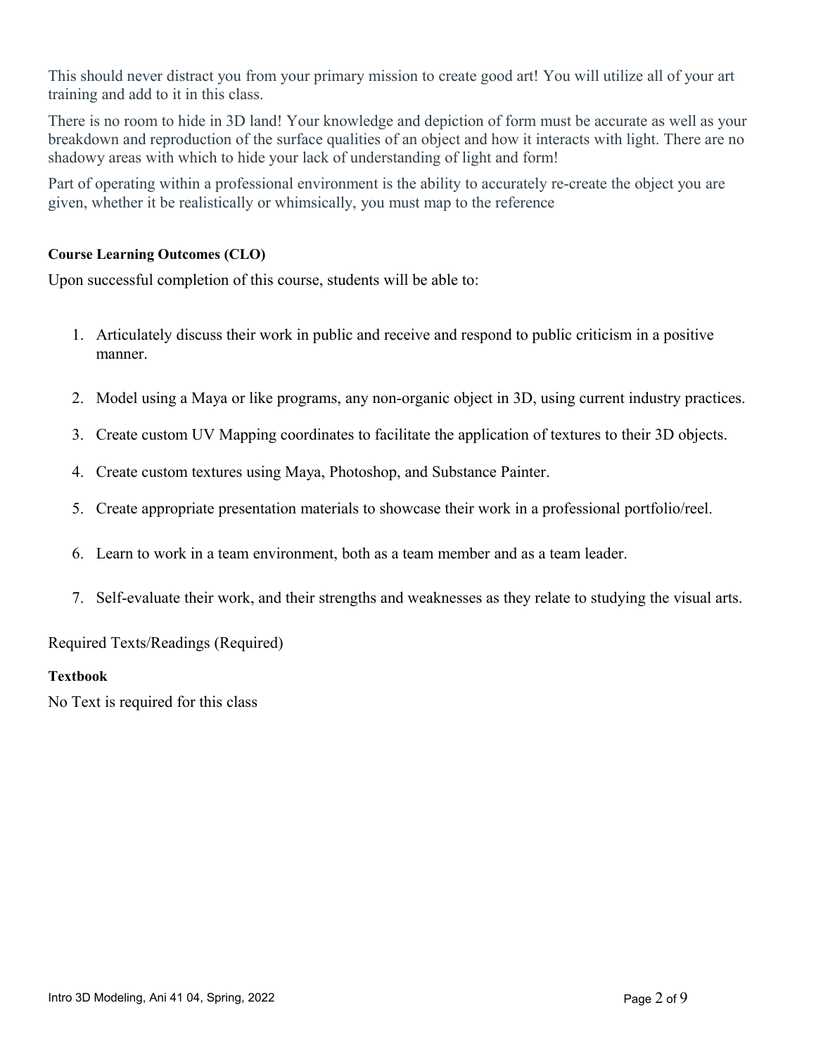This should never distract you from your primary mission to create good art! You will utilize all of your art training and add to it in this class.

There is no room to hide in 3D land! Your knowledge and depiction of form must be accurate as well as your breakdown and reproduction of the surface qualities of an object and how it interacts with light. There are no shadowy areas with which to hide your lack of understanding of light and form!

Part of operating within a professional environment is the ability to accurately re-create the object you are given, whether it be realistically or whimsically, you must map to the reference

**Course Learning Outcomes (CLO)**

Upon successful completion of this course, students will be able to:

1. Articulately discuss their work in public and receive and respond to public criticism in a positive manner.
2. Model using a Maya or like programs, any non-organic object in 3D, using current industry practices.
3. Create custom UV Mapping coordinates to facilitate the application of textures to their 3D objects.
4. Create custom textures using Maya, Photoshop, and Substance Painter.
5. Create appropriate presentation materials to showcase their work in a professional portfolio/reel.
6. Learn to work in a team environment, both as a team member and as a team leader.
7. Self-evaluate their work, and their strengths and weaknesses as they relate to studying the visual arts.

Required Texts/Readings (Required)

**Textbook**

No Text is required for this class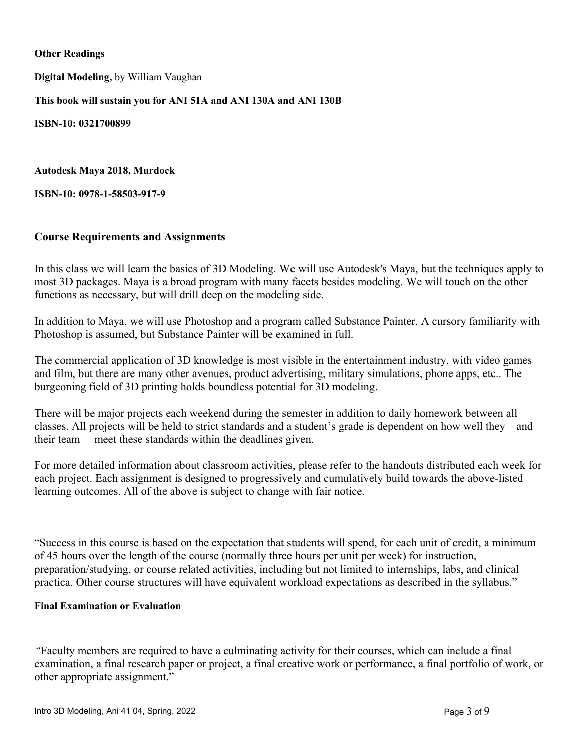**Other Readings**

**Digital Modeling,** by William Vaughan

**This book will sustain you for ANI 51A and ANI 130A and ANI 130B**

**ISBN-10: 0321700899**

**Autodesk Maya 2018, Murdock**

**ISBN-10: 0978-1-58503-917-9**

## Course Requirements and Assignments

In this class we will learn the basics of 3D Modeling. We will use Autodesk's Maya, but the techniques apply to most 3D packages. Maya is a broad program with many facets besides modeling. We will touch on the other functions as necessary, but will drill deep on the modeling side.

In addition to Maya, we will use Photoshop and a program called Substance Painter. A cursory familiarity with Photoshop is assumed, but Substance Painter will be examined in full.

The commercial application of 3D knowledge is most visible in the entertainment industry, with video games and film, but there are many other avenues, product advertising, military simulations, phone apps, etc.. The burgeoning field of 3D printing holds boundless potential for 3D modeling.

There will be major projects each weekend during the semester in addition to daily homework between all classes. All projects will be held to strict standards and a student's grade is dependent on how well they—and their team— meet these standards within the deadlines given.

For more detailed information about classroom activities, please refer to the handouts distributed each week for each project. Each assignment is designed to progressively and cumulatively build towards the above-listed learning outcomes. All of the above is subject to change with fair notice.

"Success in this course is based on the expectation that students will spend, for each unit of credit, a minimum of 45 hours over the length of the course (normally three hours per unit per week) for instruction, preparation/studying, or course related activities, including but not limited to internships, labs, and clinical practica. Other course structures will have equivalent workload expectations as described in the syllabus."

### Final Examination or Evaluation

*"*Faculty members are required to have a culminating activity for their courses, which can include a final examination, a final research paper or project, a final creative work or performance, a final portfolio of work, or other appropriate assignment."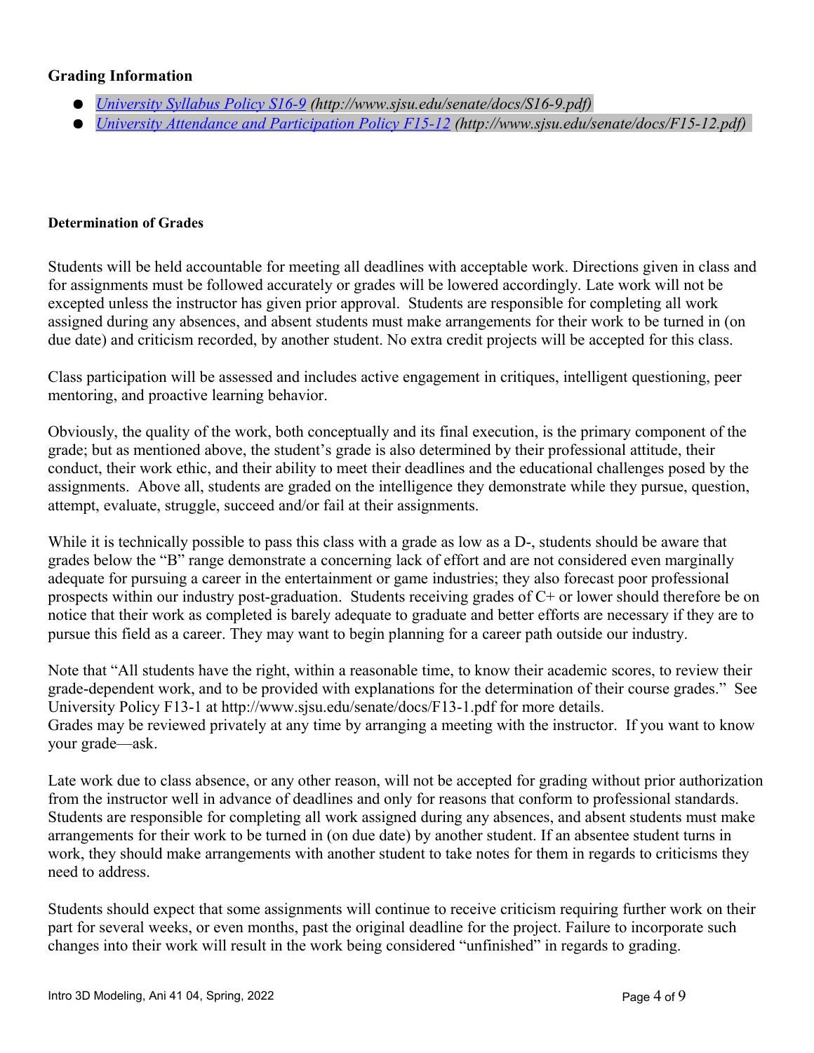### Grading Information

- *[University Syllabus Policy S16-9](http://www.sjsu.edu/senate/docs/S16-9.pdf) (http://www.sjsu.edu/senate/docs/S16-9.pdf)*
- *[University Attendance and Participation Policy F15-12](http://www.sjsu.edu/senate/docs/F15-12.pdf) (http://www.sjsu.edu/senate/docs/F15-12.pdf)*

#### Determination of Grades

Students will be held accountable for meeting all deadlines with acceptable work. Directions given in class and for assignments must be followed accurately or grades will be lowered accordingly. Late work will not be excepted unless the instructor has given prior approval. Students are responsible for completing all work assigned during any absences, and absent students must make arrangements for their work to be turned in (on due date) and criticism recorded, by another student. No extra credit projects will be accepted for this class.

Class participation will be assessed and includes active engagement in critiques, intelligent questioning, peer mentoring, and proactive learning behavior.

Obviously, the quality of the work, both conceptually and its final execution, is the primary component of the grade; but as mentioned above, the student's grade is also determined by their professional attitude, their conduct, their work ethic, and their ability to meet their deadlines and the educational challenges posed by the assignments. Above all, students are graded on the intelligence they demonstrate while they pursue, question, attempt, evaluate, struggle, succeed and/or fail at their assignments.

While it is technically possible to pass this class with a grade as low as a D-, students should be aware that grades below the "B" range demonstrate a concerning lack of effort and are not considered even marginally adequate for pursuing a career in the entertainment or game industries; they also forecast poor professional prospects within our industry post-graduation. Students receiving grades of C+ or lower should therefore be on notice that their work as completed is barely adequate to graduate and better efforts are necessary if they are to pursue this field as a career. They may want to begin planning for a career path outside our industry.

Note that "All students have the right, within a reasonable time, to know their academic scores, to review their grade-dependent work, and to be provided with explanations for the determination of their course grades." See University Policy F13-1 at http://www.sjsu.edu/senate/docs/F13-1.pdf for more details.
Grades may be reviewed privately at any time by arranging a meeting with the instructor. If you want to know your grade—ask.

Late work due to class absence, or any other reason, will not be accepted for grading without prior authorization from the instructor well in advance of deadlines and only for reasons that conform to professional standards. Students are responsible for completing all work assigned during any absences, and absent students must make arrangements for their work to be turned in (on due date) by another student. If an absentee student turns in work, they should make arrangements with another student to take notes for them in regards to criticisms they need to address.

Students should expect that some assignments will continue to receive criticism requiring further work on their part for several weeks, or even months, past the original deadline for the project. Failure to incorporate such changes into their work will result in the work being considered "unfinished" in regards to grading.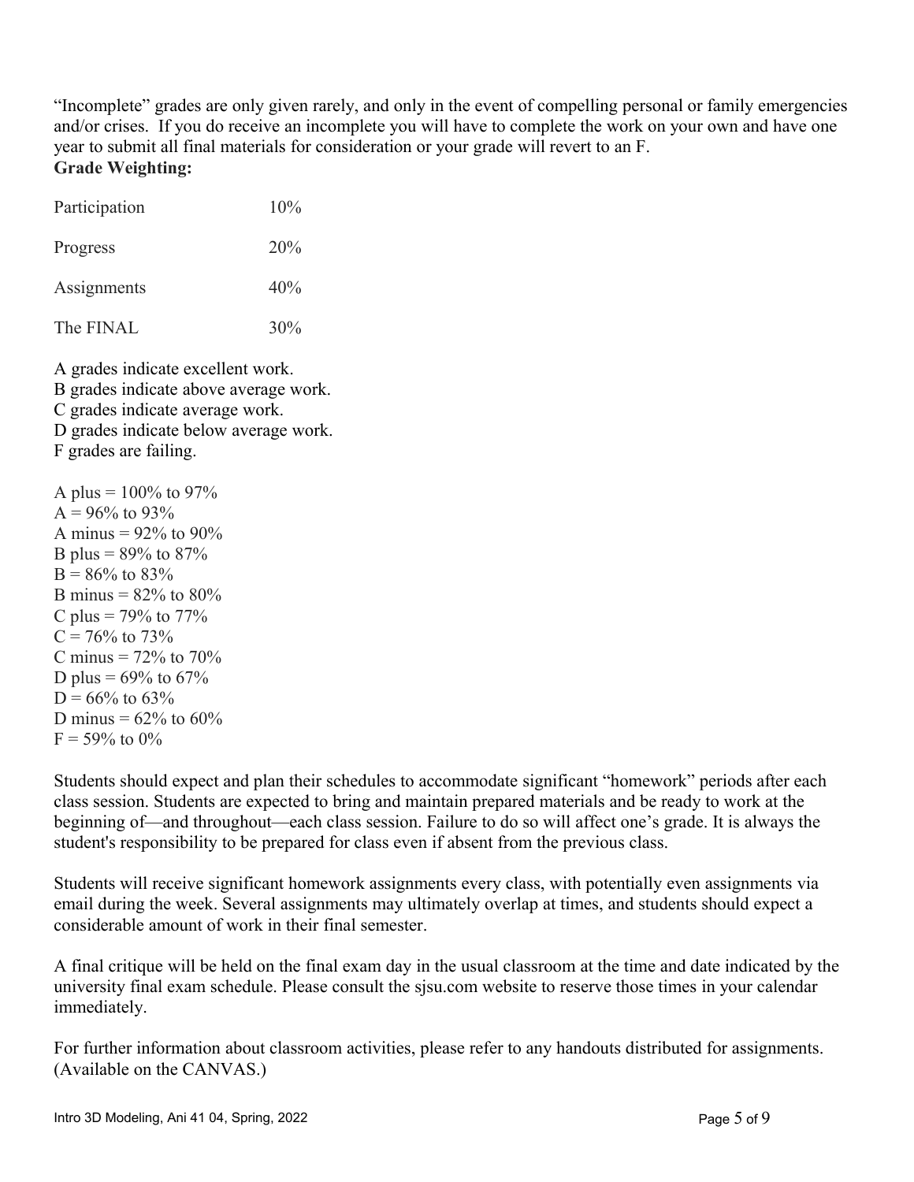"Incomplete" grades are only given rarely, and only in the event of compelling personal or family emergencies and/or crises. If you do receive an incomplete you will have to complete the work on your own and have one year to submit all final materials for consideration or your grade will revert to an F.

**Grade Weighting:**

| | |
|---|---|
| Participation | 10% |
| Progress | 20% |
| Assignments | 40% |
| The FINAL | 30% |

A grades indicate excellent work.
B grades indicate above average work.
C grades indicate average work.
D grades indicate below average work.
F grades are failing.

A plus = 100% to 97%
A = 96% to 93%
A minus = 92% to 90%
B plus = 89% to 87%
B = 86% to 83%
B minus = 82% to 80%
C plus = 79% to 77%
C = 76% to 73%
C minus = 72% to 70%
D plus = 69% to 67%
D = 66% to 63%
D minus = 62% to 60%
F = 59% to 0%

Students should expect and plan their schedules to accommodate significant "homework" periods after each class session. Students are expected to bring and maintain prepared materials and be ready to work at the beginning of—and throughout—each class session. Failure to do so will affect one's grade. It is always the student's responsibility to be prepared for class even if absent from the previous class.

Students will receive significant homework assignments every class, with potentially even assignments via email during the week. Several assignments may ultimately overlap at times, and students should expect a considerable amount of work in their final semester.

A final critique will be held on the final exam day in the usual classroom at the time and date indicated by the university final exam schedule. Please consult the sjsu.com website to reserve those times in your calendar immediately.

For further information about classroom activities, please refer to any handouts distributed for assignments. (Available on the CANVAS.)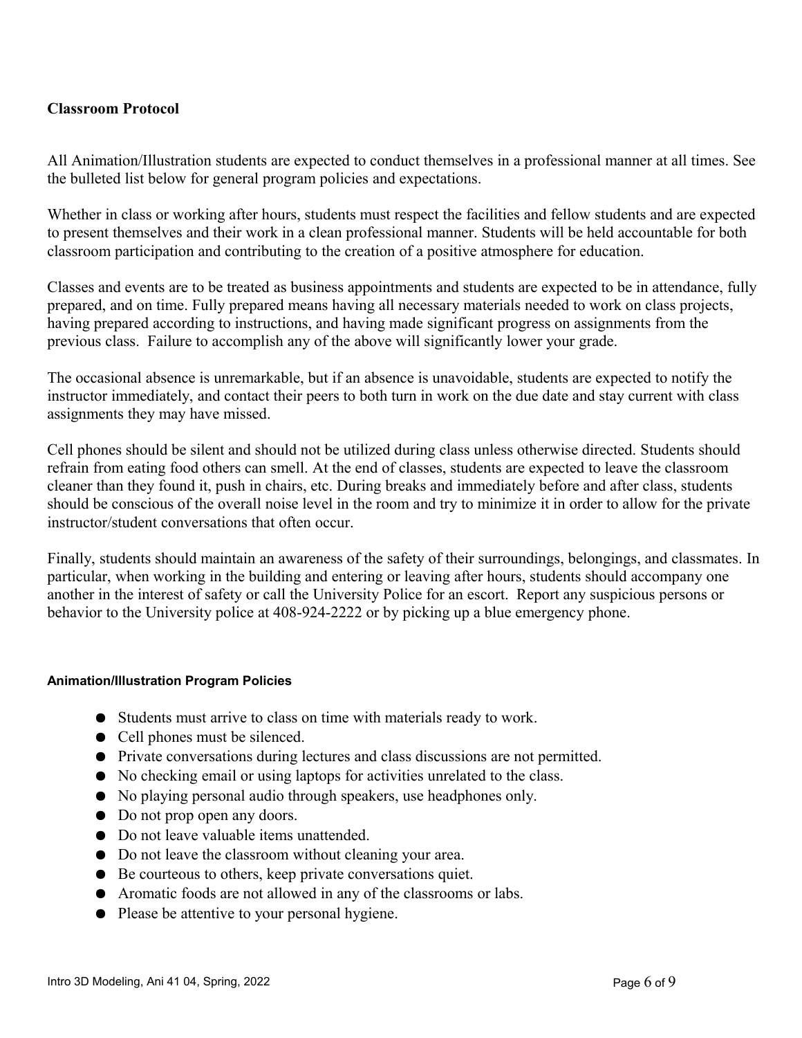## Classroom Protocol

All Animation/Illustration students are expected to conduct themselves in a professional manner at all times. See the bulleted list below for general program policies and expectations.

Whether in class or working after hours, students must respect the facilities and fellow students and are expected to present themselves and their work in a clean professional manner. Students will be held accountable for both classroom participation and contributing to the creation of a positive atmosphere for education.

Classes and events are to be treated as business appointments and students are expected to be in attendance, fully prepared, and on time. Fully prepared means having all necessary materials needed to work on class projects, having prepared according to instructions, and having made significant progress on assignments from the previous class. Failure to accomplish any of the above will significantly lower your grade.

The occasional absence is unremarkable, but if an absence is unavoidable, students are expected to notify the instructor immediately, and contact their peers to both turn in work on the due date and stay current with class assignments they may have missed.

Cell phones should be silent and should not be utilized during class unless otherwise directed. Students should refrain from eating food others can smell. At the end of classes, students are expected to leave the classroom cleaner than they found it, push in chairs, etc. During breaks and immediately before and after class, students should be conscious of the overall noise level in the room and try to minimize it in order to allow for the private instructor/student conversations that often occur.

Finally, students should maintain an awareness of the safety of their surroundings, belongings, and classmates. In particular, when working in the building and entering or leaving after hours, students should accompany one another in the interest of safety or call the University Police for an escort. Report any suspicious persons or behavior to the University police at 408-924-2222 or by picking up a blue emergency phone.

### Animation/Illustration Program Policies

- Students must arrive to class on time with materials ready to work.
- Cell phones must be silenced.
- Private conversations during lectures and class discussions are not permitted.
- No checking email or using laptops for activities unrelated to the class.
- No playing personal audio through speakers, use headphones only.
- Do not prop open any doors.
- Do not leave valuable items unattended.
- Do not leave the classroom without cleaning your area.
- Be courteous to others, keep private conversations quiet.
- Aromatic foods are not allowed in any of the classrooms or labs.
- Please be attentive to your personal hygiene.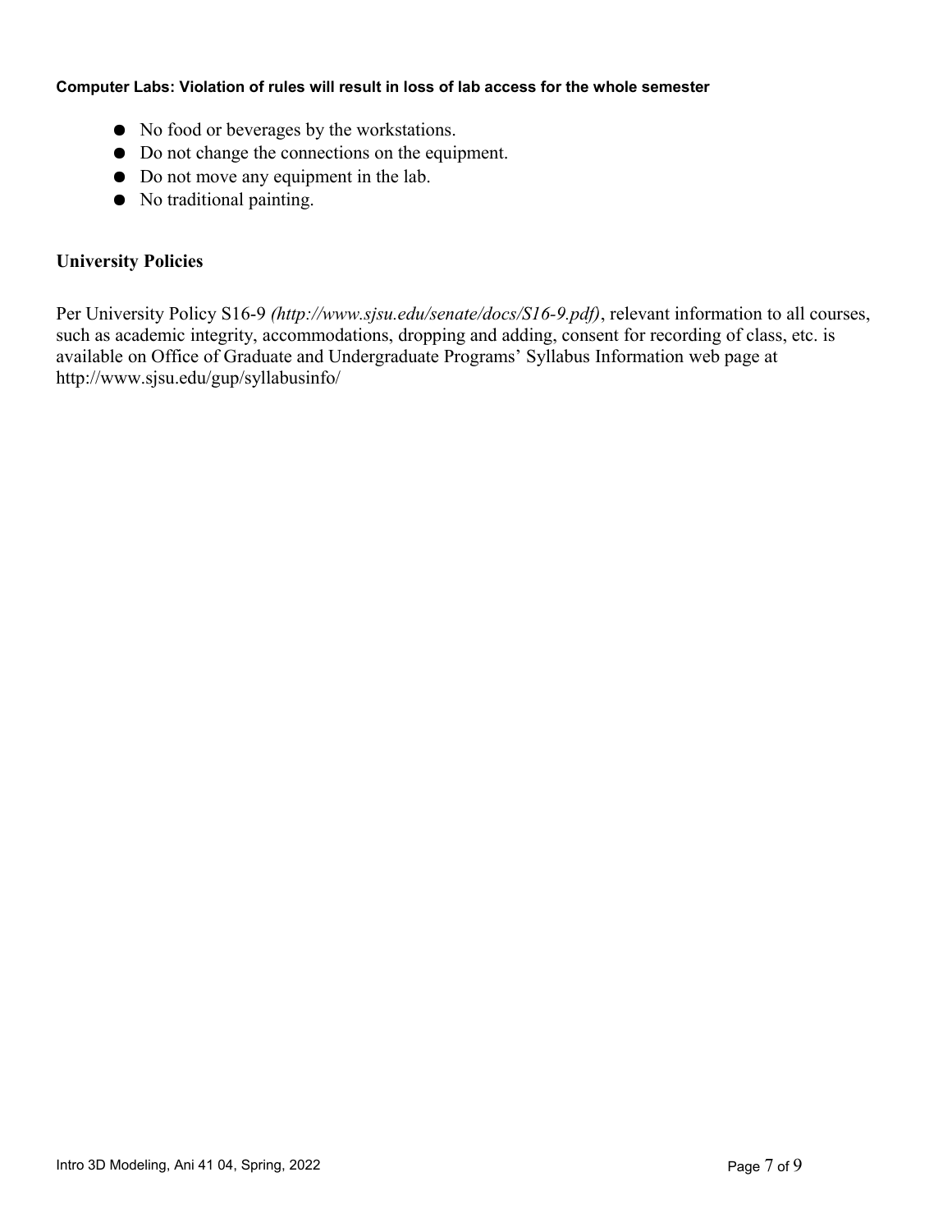**Computer Labs: Violation of rules will result in loss of lab access for the whole semester**

- No food or beverages by the workstations.
- Do not change the connections on the equipment.
- Do not move any equipment in the lab.
- No traditional painting.

## University Policies

Per University Policy S16-9 *(http://www.sjsu.edu/senate/docs/S16-9.pdf)*, relevant information to all courses, such as academic integrity, accommodations, dropping and adding, consent for recording of class, etc. is available on Office of Graduate and Undergraduate Programs' Syllabus Information web page at http://www.sjsu.edu/gup/syllabusinfo/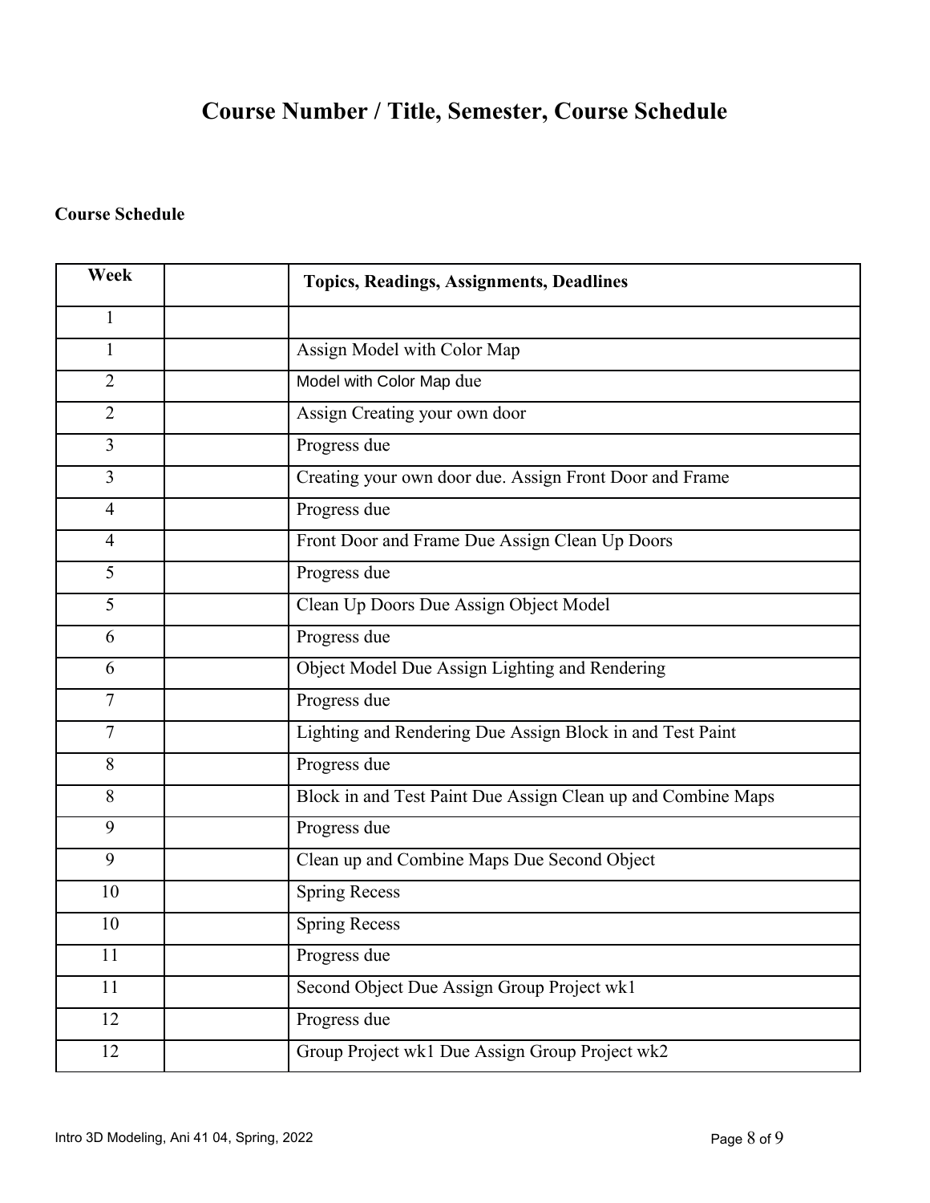# Course Number / Title, Semester, Course Schedule

**Course Schedule**

| Week | | Topics, Readings, Assignments, Deadlines |
|---|---|---|
| 1 | | |
| 1 | | Assign Model with Color Map |
| 2 | | Model with Color Map due |
| 2 | | Assign Creating your own door |
| 3 | | Progress due |
| 3 | | Creating your own door due. Assign Front Door and Frame |
| 4 | | Progress due |
| 4 | | Front Door and Frame Due Assign Clean Up Doors |
| 5 | | Progress due |
| 5 | | Clean Up Doors Due Assign Object Model |
| 6 | | Progress due |
| 6 | | Object Model Due Assign Lighting and Rendering |
| 7 | | Progress due |
| 7 | | Lighting and Rendering Due Assign Block in and Test Paint |
| 8 | | Progress due |
| 8 | | Block in and Test Paint Due Assign Clean up and Combine Maps |
| 9 | | Progress due |
| 9 | | Clean up and Combine Maps Due Second Object |
| 10 | | Spring Recess |
| 10 | | Spring Recess |
| 11 | | Progress due |
| 11 | | Second Object Due Assign Group Project wk1 |
| 12 | | Progress due |
| 12 | | Group Project wk1 Due Assign Group Project wk2 |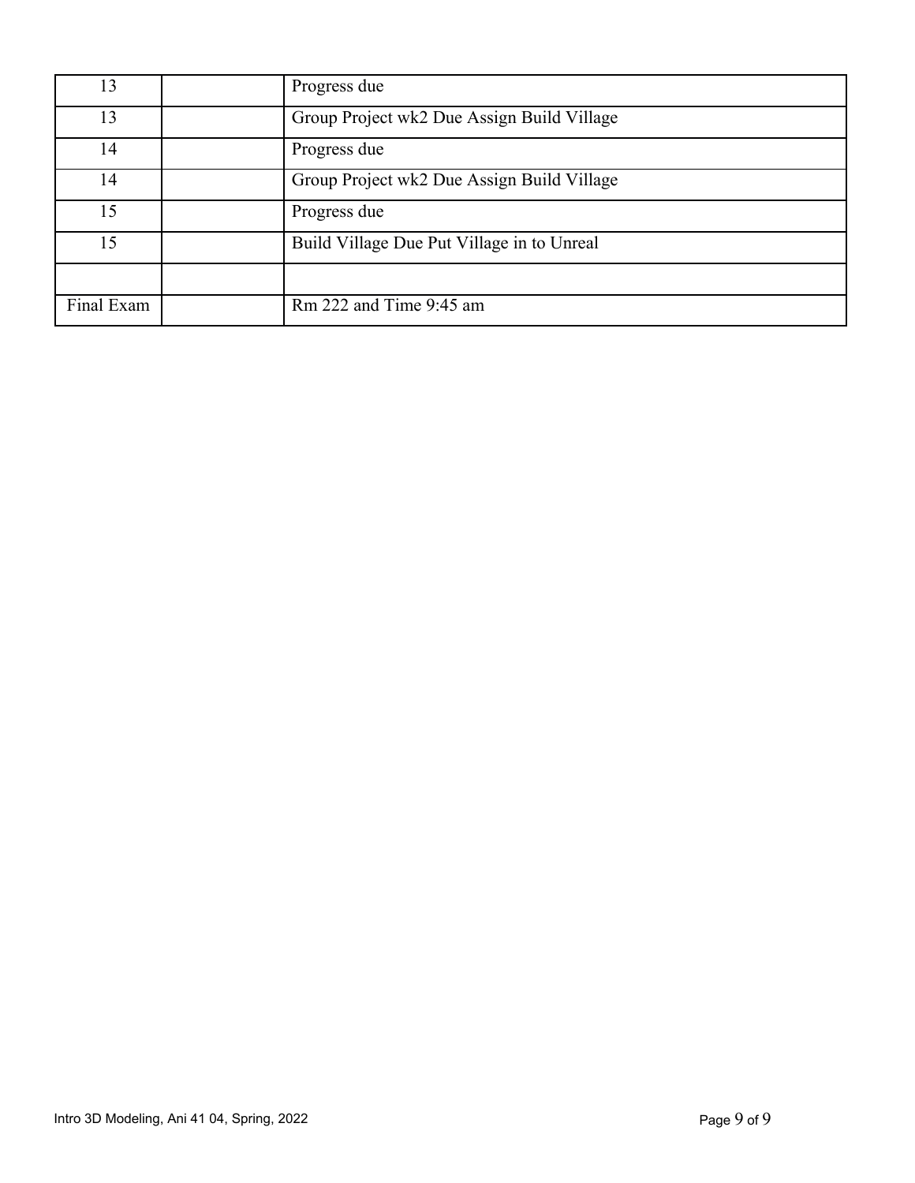| | | |
|---|---|---|
| 13 | | Progress due |
| 13 | | Group Project wk2 Due Assign Build Village |
| 14 | | Progress due |
| 14 | | Group Project wk2 Due Assign Build Village |
| 15 | | Progress due |
| 15 | | Build Village Due Put Village in to Unreal |
| | | |
| Final Exam | | Rm 222 and Time 9:45 am |